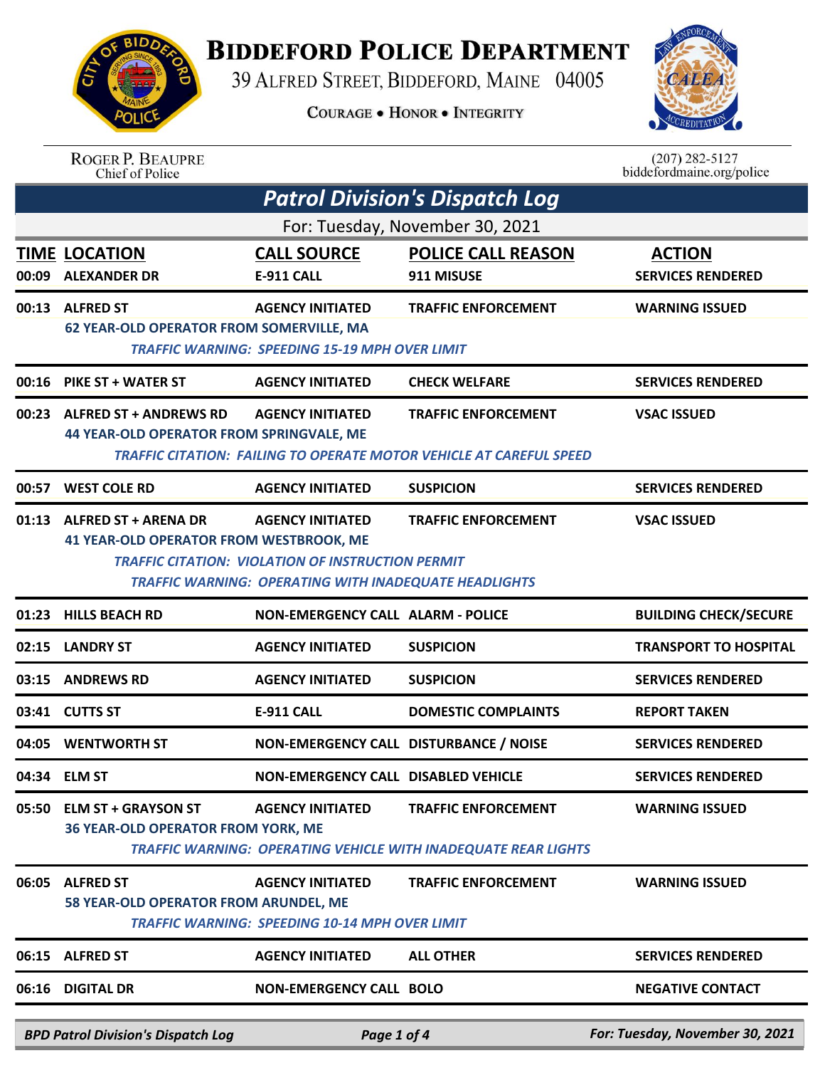# BIDDEFORD POLICE DEPARTMENT

39 ALFRED STREET, BIDDEFORD, MAINE 04005

COURAGE • HONOR • INTEGRITY

ROGER P. BEAUPRE
Chief of Police

(207) 282-5127
biddefordmaine.org/police

## Patrol Division's Dispatch Log

For: Tuesday, November 30, 2021

| TIME | LOCATION | CALL SOURCE | POLICE CALL REASON | ACTION |
|---|---|---|---|---|
| 00:09 | ALEXANDER DR | E-911 CALL | 911 MISUSE | SERVICES RENDERED |
| 00:13 | ALFRED ST<br>62 YEAR-OLD OPERATOR FROM SOMERVILLE, MA<br>*TRAFFIC WARNING: SPEEDING 15-19 MPH OVER LIMIT* | AGENCY INITIATED | TRAFFIC ENFORCEMENT | WARNING ISSUED |
| 00:16 | PIKE ST + WATER ST | AGENCY INITIATED | CHECK WELFARE | SERVICES RENDERED |
| 00:23 | ALFRED ST + ANDREWS RD<br>44 YEAR-OLD OPERATOR FROM SPRINGVALE, ME<br>*TRAFFIC CITATION: FAILING TO OPERATE MOTOR VEHICLE AT CAREFUL SPEED* | AGENCY INITIATED | TRAFFIC ENFORCEMENT | VSAC ISSUED |
| 00:57 | WEST COLE RD | AGENCY INITIATED | SUSPICION | SERVICES RENDERED |
| 01:13 | ALFRED ST + ARENA DR<br>41 YEAR-OLD OPERATOR FROM WESTBROOK, ME<br>*TRAFFIC CITATION: VIOLATION OF INSTRUCTION PERMIT*<br>*TRAFFIC WARNING: OPERATING WITH INADEQUATE HEADLIGHTS* | AGENCY INITIATED | TRAFFIC ENFORCEMENT | VSAC ISSUED |
| 01:23 | HILLS BEACH RD | NON-EMERGENCY CALL | ALARM - POLICE | BUILDING CHECK/SECURE |
| 02:15 | LANDRY ST | AGENCY INITIATED | SUSPICION | TRANSPORT TO HOSPITAL |
| 03:15 | ANDREWS RD | AGENCY INITIATED | SUSPICION | SERVICES RENDERED |
| 03:41 | CUTTS ST | E-911 CALL | DOMESTIC COMPLAINTS | REPORT TAKEN |
| 04:05 | WENTWORTH ST | NON-EMERGENCY CALL | DISTURBANCE / NOISE | SERVICES RENDERED |
| 04:34 | ELM ST | NON-EMERGENCY CALL | DISABLED VEHICLE | SERVICES RENDERED |
| 05:50 | ELM ST + GRAYSON ST<br>36 YEAR-OLD OPERATOR FROM YORK, ME<br>*TRAFFIC WARNING: OPERATING VEHICLE WITH INADEQUATE REAR LIGHTS* | AGENCY INITIATED | TRAFFIC ENFORCEMENT | WARNING ISSUED |
| 06:05 | ALFRED ST<br>58 YEAR-OLD OPERATOR FROM ARUNDEL, ME<br>*TRAFFIC WARNING: SPEEDING 10-14 MPH OVER LIMIT* | AGENCY INITIATED | TRAFFIC ENFORCEMENT | WARNING ISSUED |
| 06:15 | ALFRED ST | AGENCY INITIATED | ALL OTHER | SERVICES RENDERED |
| 06:16 | DIGITAL DR | NON-EMERGENCY CALL | BOLO | NEGATIVE CONTACT |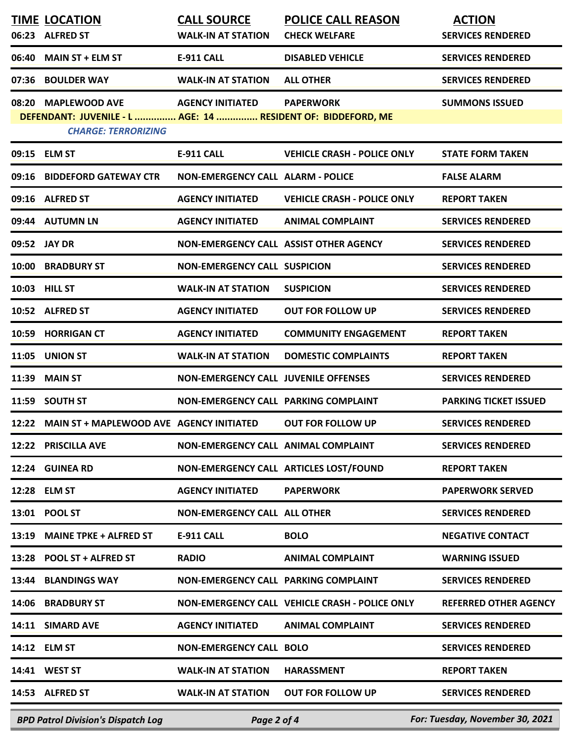| TIME | LOCATION | CALL SOURCE | POLICE CALL REASON | ACTION |
|---|---|---|---|---|
| 06:23 | ALFRED ST | WALK-IN AT STATION | CHECK WELFARE | SERVICES RENDERED |
| 06:40 | MAIN ST + ELM ST | E-911 CALL | DISABLED VEHICLE | SERVICES RENDERED |
| 07:36 | BOULDER WAY | WALK-IN AT STATION | ALL OTHER | SERVICES RENDERED |
| 08:20 | MAPLEWOOD AVE | AGENCY INITIATED | PAPERWORK | SUMMONS ISSUED |
| | DEFENDANT: JUVENILE - L ............... AGE: 14 ............... RESIDENT OF: BIDDEFORD, ME | | | |
| | *CHARGE: TERRORIZING* | | | |
| 09:15 | ELM ST | E-911 CALL | VEHICLE CRASH - POLICE ONLY | STATE FORM TAKEN |
| 09:16 | BIDDEFORD GATEWAY CTR | NON-EMERGENCY CALL | ALARM - POLICE | FALSE ALARM |
| 09:16 | ALFRED ST | AGENCY INITIATED | VEHICLE CRASH - POLICE ONLY | REPORT TAKEN |
| 09:44 | AUTUMN LN | AGENCY INITIATED | ANIMAL COMPLAINT | SERVICES RENDERED |
| 09:52 | JAY DR | NON-EMERGENCY CALL | ASSIST OTHER AGENCY | SERVICES RENDERED |
| 10:00 | BRADBURY ST | NON-EMERGENCY CALL | SUSPICION | SERVICES RENDERED |
| 10:03 | HILL ST | WALK-IN AT STATION | SUSPICION | SERVICES RENDERED |
| 10:52 | ALFRED ST | AGENCY INITIATED | OUT FOR FOLLOW UP | SERVICES RENDERED |
| 10:59 | HORRIGAN CT | AGENCY INITIATED | COMMUNITY ENGAGEMENT | REPORT TAKEN |
| 11:05 | UNION ST | WALK-IN AT STATION | DOMESTIC COMPLAINTS | REPORT TAKEN |
| 11:39 | MAIN ST | NON-EMERGENCY CALL | JUVENILE OFFENSES | SERVICES RENDERED |
| 11:59 | SOUTH ST | NON-EMERGENCY CALL | PARKING COMPLAINT | PARKING TICKET ISSUED |
| 12:22 | MAIN ST + MAPLEWOOD AVE | AGENCY INITIATED | OUT FOR FOLLOW UP | SERVICES RENDERED |
| 12:22 | PRISCILLA AVE | NON-EMERGENCY CALL | ANIMAL COMPLAINT | SERVICES RENDERED |
| 12:24 | GUINEA RD | NON-EMERGENCY CALL | ARTICLES LOST/FOUND | REPORT TAKEN |
| 12:28 | ELM ST | AGENCY INITIATED | PAPERWORK | PAPERWORK SERVED |
| 13:01 | POOL ST | NON-EMERGENCY CALL | ALL OTHER | SERVICES RENDERED |
| 13:19 | MAINE TPKE + ALFRED ST | E-911 CALL | BOLO | NEGATIVE CONTACT |
| 13:28 | POOL ST + ALFRED ST | RADIO | ANIMAL COMPLAINT | WARNING ISSUED |
| 13:44 | BLANDINGS WAY | NON-EMERGENCY CALL | PARKING COMPLAINT | SERVICES RENDERED |
| 14:06 | BRADBURY ST | NON-EMERGENCY CALL | VEHICLE CRASH - POLICE ONLY | REFERRED OTHER AGENCY |
| 14:11 | SIMARD AVE | AGENCY INITIATED | ANIMAL COMPLAINT | SERVICES RENDERED |
| 14:12 | ELM ST | NON-EMERGENCY CALL | BOLO | SERVICES RENDERED |
| 14:41 | WEST ST | WALK-IN AT STATION | HARASSMENT | REPORT TAKEN |
| 14:53 | ALFRED ST | WALK-IN AT STATION | OUT FOR FOLLOW UP | SERVICES RENDERED |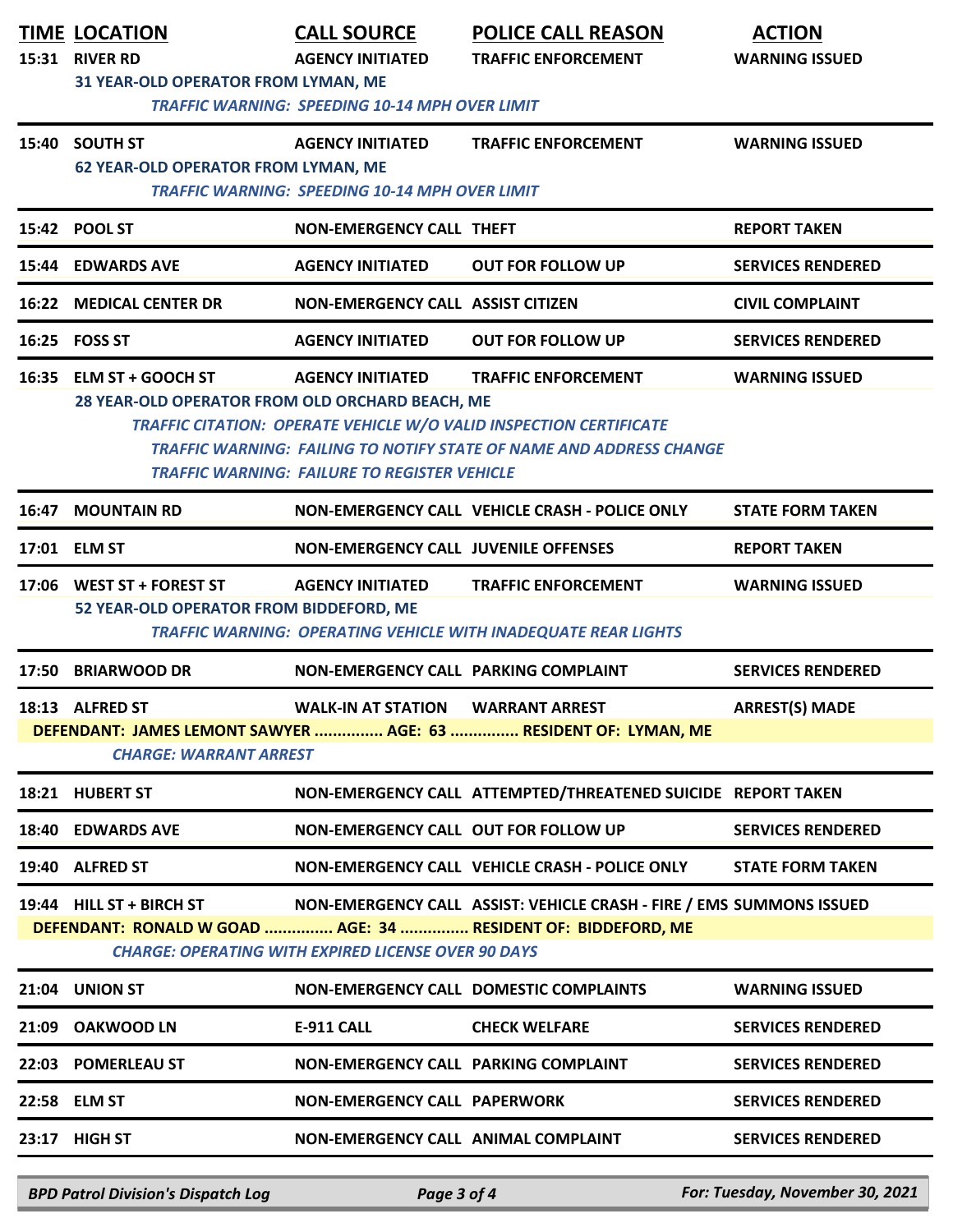| TIME | LOCATION | CALL SOURCE | POLICE CALL REASON | ACTION |
|---|---|---|---|---|
| 15:31 | RIVER RD | AGENCY INITIATED | TRAFFIC ENFORCEMENT | WARNING ISSUED |
| | 31 YEAR-OLD OPERATOR FROM LYMAN, ME | | | |
| | *TRAFFIC WARNING: SPEEDING 10-14 MPH OVER LIMIT* | | | |
| 15:40 | SOUTH ST | AGENCY INITIATED | TRAFFIC ENFORCEMENT | WARNING ISSUED |
| | 62 YEAR-OLD OPERATOR FROM LYMAN, ME | | | |
| | *TRAFFIC WARNING: SPEEDING 10-14 MPH OVER LIMIT* | | | |
| 15:42 | POOL ST | NON-EMERGENCY CALL | THEFT | REPORT TAKEN |
| 15:44 | EDWARDS AVE | AGENCY INITIATED | OUT FOR FOLLOW UP | SERVICES RENDERED |
| 16:22 | MEDICAL CENTER DR | NON-EMERGENCY CALL | ASSIST CITIZEN | CIVIL COMPLAINT |
| 16:25 | FOSS ST | AGENCY INITIATED | OUT FOR FOLLOW UP | SERVICES RENDERED |
| 16:35 | ELM ST + GOOCH ST | AGENCY INITIATED | TRAFFIC ENFORCEMENT | WARNING ISSUED |
| | 28 YEAR-OLD OPERATOR FROM OLD ORCHARD BEACH, ME | | | |
| | *TRAFFIC CITATION: OPERATE VEHICLE W/O VALID INSPECTION CERTIFICATE* | | | |
| | *TRAFFIC WARNING: FAILING TO NOTIFY STATE OF NAME AND ADDRESS CHANGE* | | | |
| | *TRAFFIC WARNING: FAILURE TO REGISTER VEHICLE* | | | |
| 16:47 | MOUNTAIN RD | NON-EMERGENCY CALL | VEHICLE CRASH - POLICE ONLY | STATE FORM TAKEN |
| 17:01 | ELM ST | NON-EMERGENCY CALL | JUVENILE OFFENSES | REPORT TAKEN |
| 17:06 | WEST ST + FOREST ST | AGENCY INITIATED | TRAFFIC ENFORCEMENT | WARNING ISSUED |
| | 52 YEAR-OLD OPERATOR FROM BIDDEFORD, ME | | | |
| | *TRAFFIC WARNING: OPERATING VEHICLE WITH INADEQUATE REAR LIGHTS* | | | |
| 17:50 | BRIARWOOD DR | NON-EMERGENCY CALL | PARKING COMPLAINT | SERVICES RENDERED |
| 18:13 | ALFRED ST | WALK-IN AT STATION | WARRANT ARREST | ARREST(S) MADE |
| | DEFENDANT: JAMES LEMONT SAWYER ............... AGE: 63 ............... RESIDENT OF: LYMAN, ME | | | |
| | *CHARGE: WARRANT ARREST* | | | |
| 18:21 | HUBERT ST | NON-EMERGENCY CALL | ATTEMPTED/THREATENED SUICIDE | REPORT TAKEN |
| 18:40 | EDWARDS AVE | NON-EMERGENCY CALL | OUT FOR FOLLOW UP | SERVICES RENDERED |
| 19:40 | ALFRED ST | NON-EMERGENCY CALL | VEHICLE CRASH - POLICE ONLY | STATE FORM TAKEN |
| 19:44 | HILL ST + BIRCH ST | NON-EMERGENCY CALL | ASSIST: VEHICLE CRASH - FIRE / EMS | SUMMONS ISSUED |
| | DEFENDANT: RONALD W GOAD ............... AGE: 34 ............... RESIDENT OF: BIDDEFORD, ME | | | |
| | *CHARGE: OPERATING WITH EXPIRED LICENSE OVER 90 DAYS* | | | |
| 21:04 | UNION ST | NON-EMERGENCY CALL | DOMESTIC COMPLAINTS | WARNING ISSUED |
| 21:09 | OAKWOOD LN | E-911 CALL | CHECK WELFARE | SERVICES RENDERED |
| 22:03 | POMERLEAU ST | NON-EMERGENCY CALL | PARKING COMPLAINT | SERVICES RENDERED |
| 22:58 | ELM ST | NON-EMERGENCY CALL | PAPERWORK | SERVICES RENDERED |
| 23:17 | HIGH ST | NON-EMERGENCY CALL | ANIMAL COMPLAINT | SERVICES RENDERED |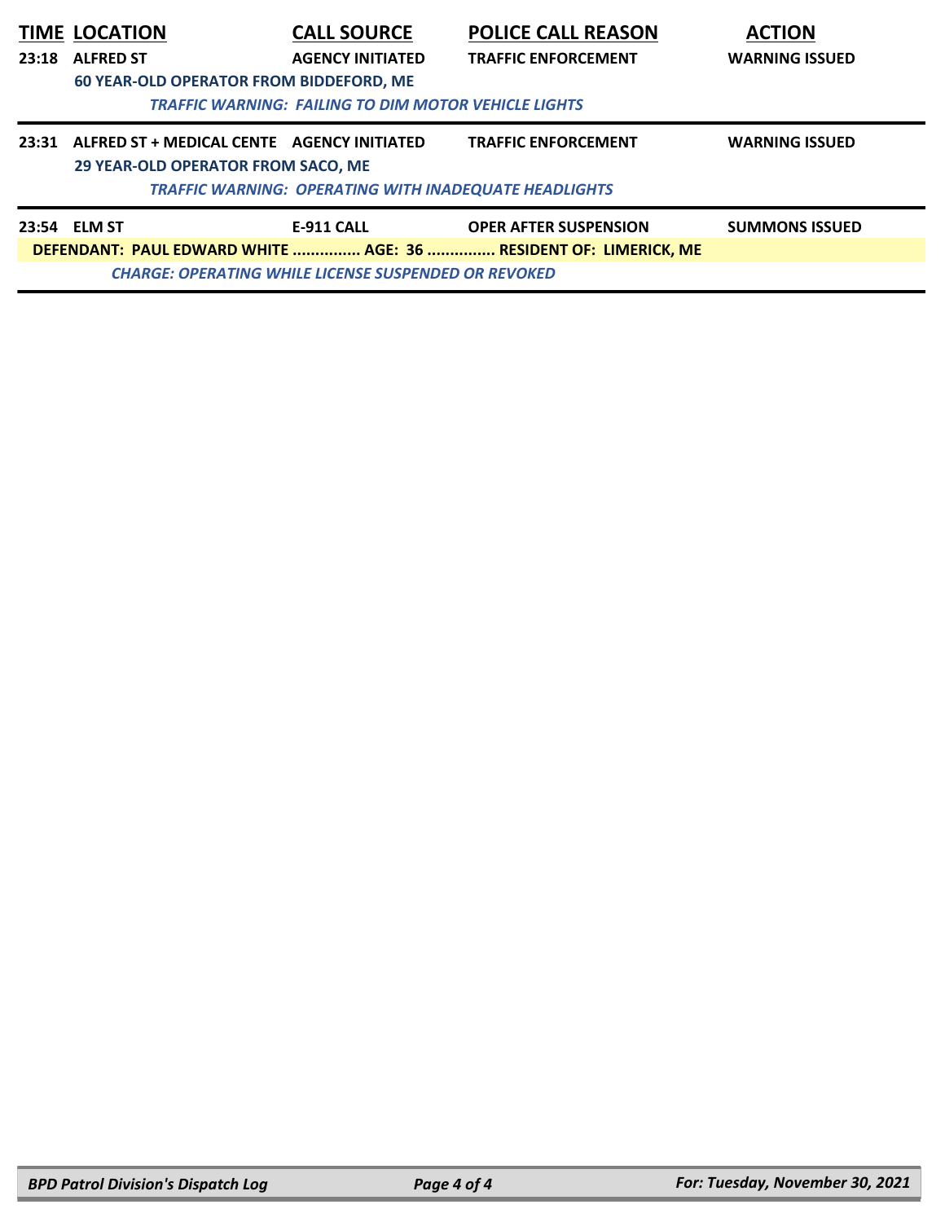| TIME | LOCATION | CALL SOURCE | POLICE CALL REASON | ACTION |
|---|---|---|---|---|
| 23:18 | ALFRED ST | AGENCY INITIATED | TRAFFIC ENFORCEMENT | WARNING ISSUED |

**60 YEAR-OLD OPERATOR FROM BIDDEFORD, ME**

*TRAFFIC WARNING: FAILING TO DIM MOTOR VEHICLE LIGHTS*

| TIME | LOCATION | CALL SOURCE | POLICE CALL REASON | ACTION |
|---|---|---|---|---|
| 23:31 | ALFRED ST + MEDICAL CENTE | AGENCY INITIATED | TRAFFIC ENFORCEMENT | WARNING ISSUED |

**29 YEAR-OLD OPERATOR FROM SACO, ME**

*TRAFFIC WARNING: OPERATING WITH INADEQUATE HEADLIGHTS*

| TIME | LOCATION | CALL SOURCE | POLICE CALL REASON | ACTION |
|---|---|---|---|---|
| 23:54 | ELM ST | E-911 CALL | OPER AFTER SUSPENSION | SUMMONS ISSUED |

**DEFENDANT: PAUL EDWARD WHITE ............... AGE: 36 ............... RESIDENT OF: LIMERICK, ME**

*CHARGE: OPERATING WHILE LICENSE SUSPENDED OR REVOKED*